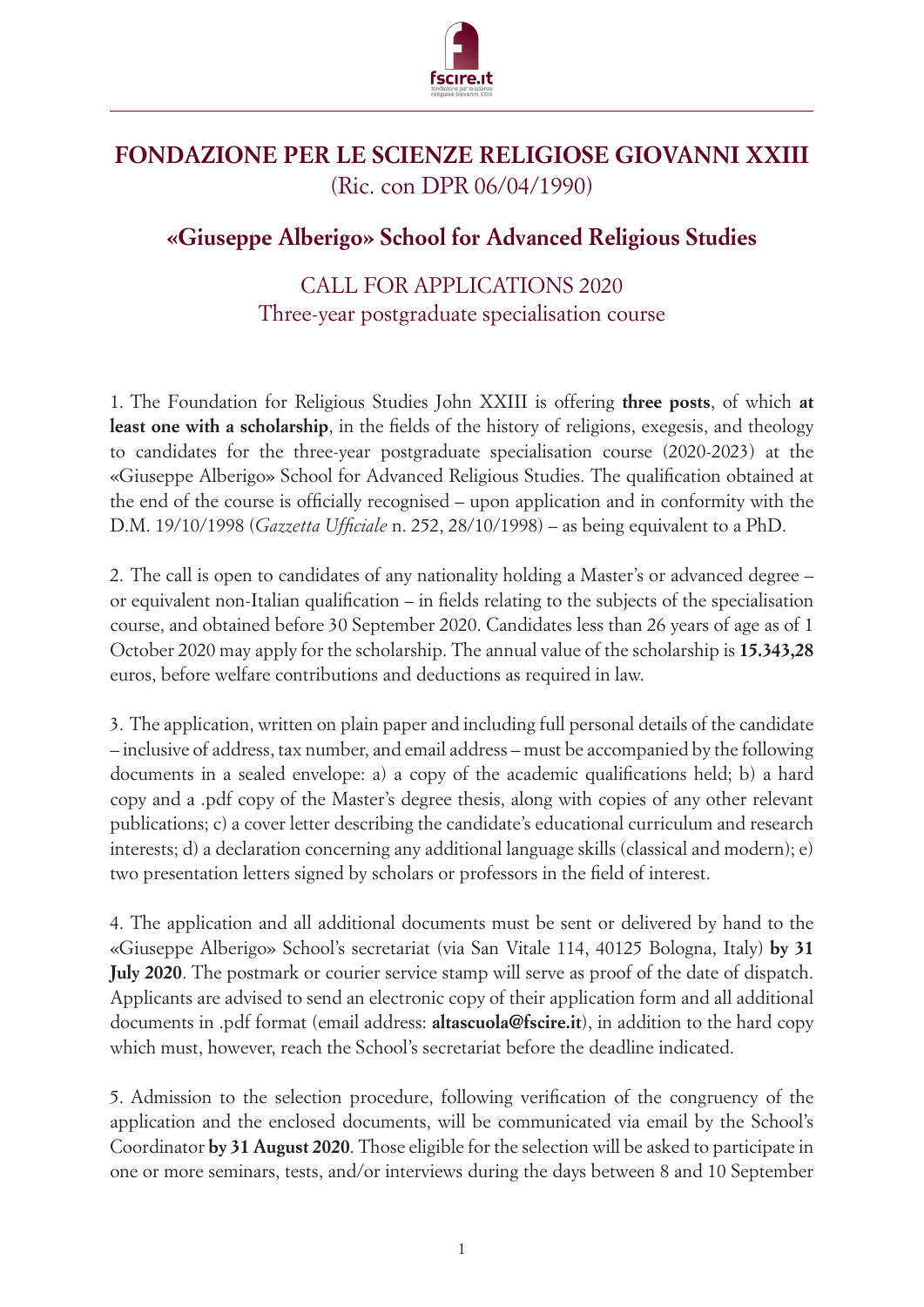# FONDAZIONE PER LE SCIENZE RELIGIOSE GIOVANNI XXIII

(Ric. con DPR 06/04/1990)

## «Giuseppe Alberigo» School for Advanced Religious Studies

### CALL FOR APPLICATIONS 2020
Three-year postgraduate specialisation course

1. The Foundation for Religious Studies John XXIII is offering **three posts**, of which **at least one with a scholarship**, in the fields of the history of religions, exegesis, and theology to candidates for the three-year postgraduate specialisation course (2020-2023) at the «Giuseppe Alberigo» School for Advanced Religious Studies. The qualification obtained at the end of the course is officially recognised – upon application and in conformity with the D.M. 19/10/1998 (*Gazzetta Ufficiale* n. 252, 28/10/1998) – as being equivalent to a PhD.

2. The call is open to candidates of any nationality holding a Master's or advanced degree – or equivalent non-Italian qualification – in fields relating to the subjects of the specialisation course, and obtained before 30 September 2020. Candidates less than 26 years of age as of 1 October 2020 may apply for the scholarship. The annual value of the scholarship is **15.343,28** euros, before welfare contributions and deductions as required in law.

3. The application, written on plain paper and including full personal details of the candidate – inclusive of address, tax number, and email address – must be accompanied by the following documents in a sealed envelope: a) a copy of the academic qualifications held; b) a hard copy and a .pdf copy of the Master's degree thesis, along with copies of any other relevant publications; c) a cover letter describing the candidate's educational curriculum and research interests; d) a declaration concerning any additional language skills (classical and modern); e) two presentation letters signed by scholars or professors in the field of interest.

4. The application and all additional documents must be sent or delivered by hand to the «Giuseppe Alberigo» School's secretariat (via San Vitale 114, 40125 Bologna, Italy) **by 31 July 2020**. The postmark or courier service stamp will serve as proof of the date of dispatch. Applicants are advised to send an electronic copy of their application form and all additional documents in .pdf format (email address: **altascuola@fscire.it**), in addition to the hard copy which must, however, reach the School's secretariat before the deadline indicated.

5. Admission to the selection procedure, following verification of the congruency of the application and the enclosed documents, will be communicated via email by the School's Coordinator **by 31 August 2020**. Those eligible for the selection will be asked to participate in one or more seminars, tests, and/or interviews during the days between 8 and 10 September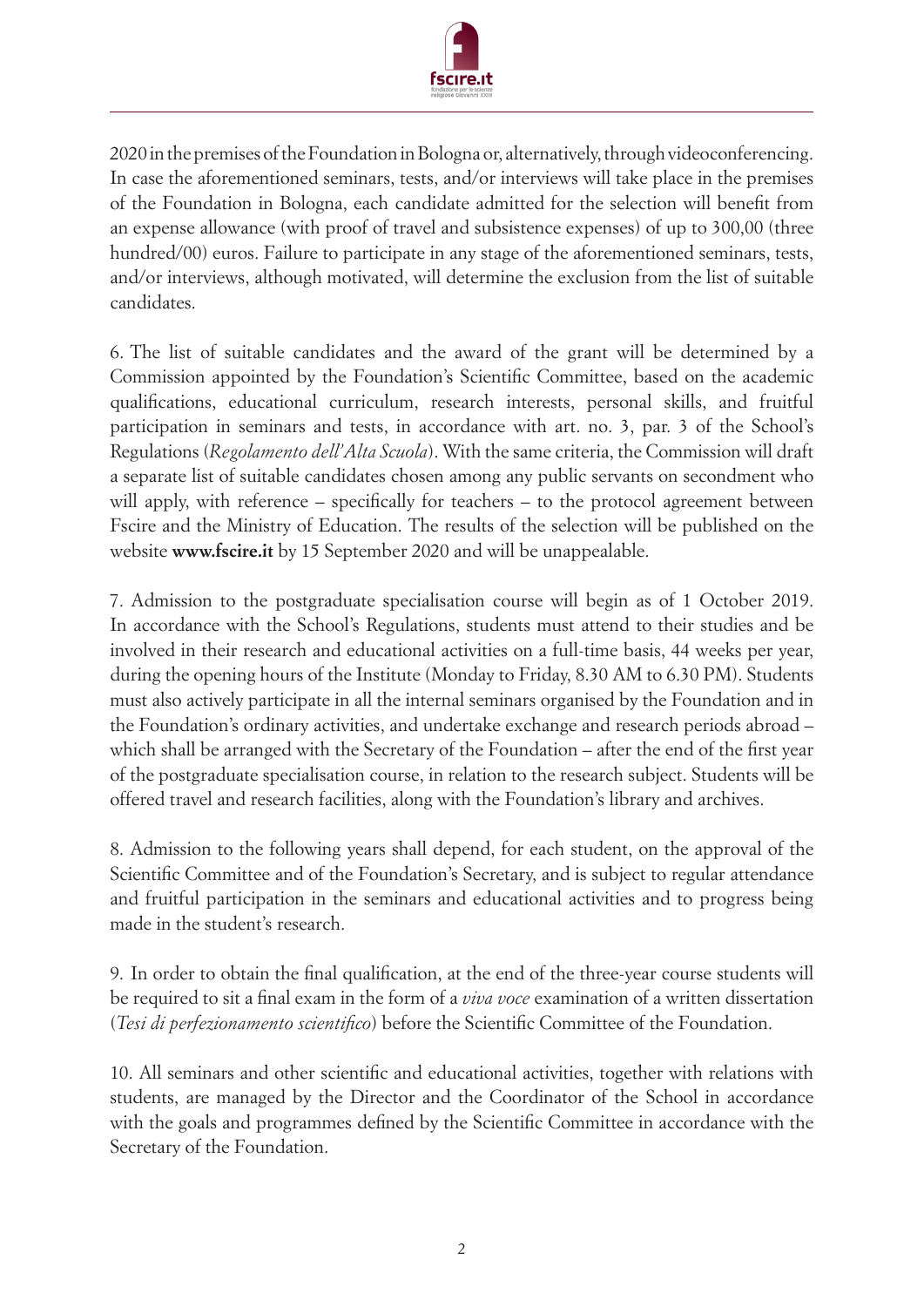2020 in the premises of the Foundation in Bologna or, alternatively, through videoconferencing. In case the aforementioned seminars, tests, and/or interviews will take place in the premises of the Foundation in Bologna, each candidate admitted for the selection will benefit from an expense allowance (with proof of travel and subsistence expenses) of up to 300,00 (three hundred/00) euros. Failure to participate in any stage of the aforementioned seminars, tests, and/or interviews, although motivated, will determine the exclusion from the list of suitable candidates.

6. The list of suitable candidates and the award of the grant will be determined by a Commission appointed by the Foundation's Scientific Committee, based on the academic qualifications, educational curriculum, research interests, personal skills, and fruitful participation in seminars and tests, in accordance with art. no. 3, par. 3 of the School's Regulations (*Regolamento dell'Alta Scuola*). With the same criteria, the Commission will draft a separate list of suitable candidates chosen among any public servants on secondment who will apply, with reference – specifically for teachers – to the protocol agreement between Fscire and the Ministry of Education. The results of the selection will be published on the website **www.fscire.it** by 15 September 2020 and will be unappealable.

7. Admission to the postgraduate specialisation course will begin as of 1 October 2019. In accordance with the School's Regulations, students must attend to their studies and be involved in their research and educational activities on a full-time basis, 44 weeks per year, during the opening hours of the Institute (Monday to Friday, 8.30 AM to 6.30 PM). Students must also actively participate in all the internal seminars organised by the Foundation and in the Foundation's ordinary activities, and undertake exchange and research periods abroad – which shall be arranged with the Secretary of the Foundation – after the end of the first year of the postgraduate specialisation course, in relation to the research subject. Students will be offered travel and research facilities, along with the Foundation's library and archives.

8. Admission to the following years shall depend, for each student, on the approval of the Scientific Committee and of the Foundation's Secretary, and is subject to regular attendance and fruitful participation in the seminars and educational activities and to progress being made in the student's research.

9. In order to obtain the final qualification, at the end of the three-year course students will be required to sit a final exam in the form of a *viva voce* examination of a written dissertation (*Tesi di perfezionamento scientifico*) before the Scientific Committee of the Foundation.

10. All seminars and other scientific and educational activities, together with relations with students, are managed by the Director and the Coordinator of the School in accordance with the goals and programmes defined by the Scientific Committee in accordance with the Secretary of the Foundation.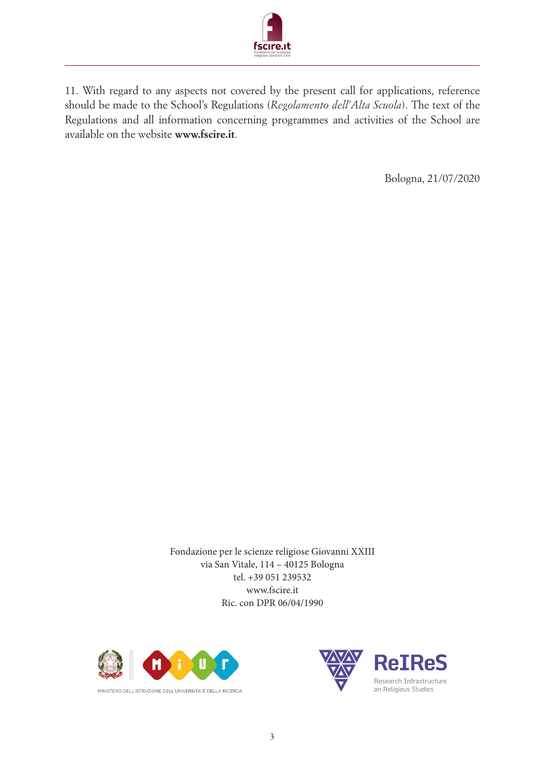11. With regard to any aspects not covered by the present call for applications, reference should be made to the School's Regulations (*Regolamento dell'Alta Scuola*). The text of the Regulations and all information concerning programmes and activities of the School are available on the website **www.fscire.it**.

Bologna, 21/07/2020

Fondazione per le scienze religiose Giovanni XXIII
via San Vitale, 114 – 40125 Bologna
tel. +39 051 239532
www.fscire.it
Ric. con DPR 06/04/1990